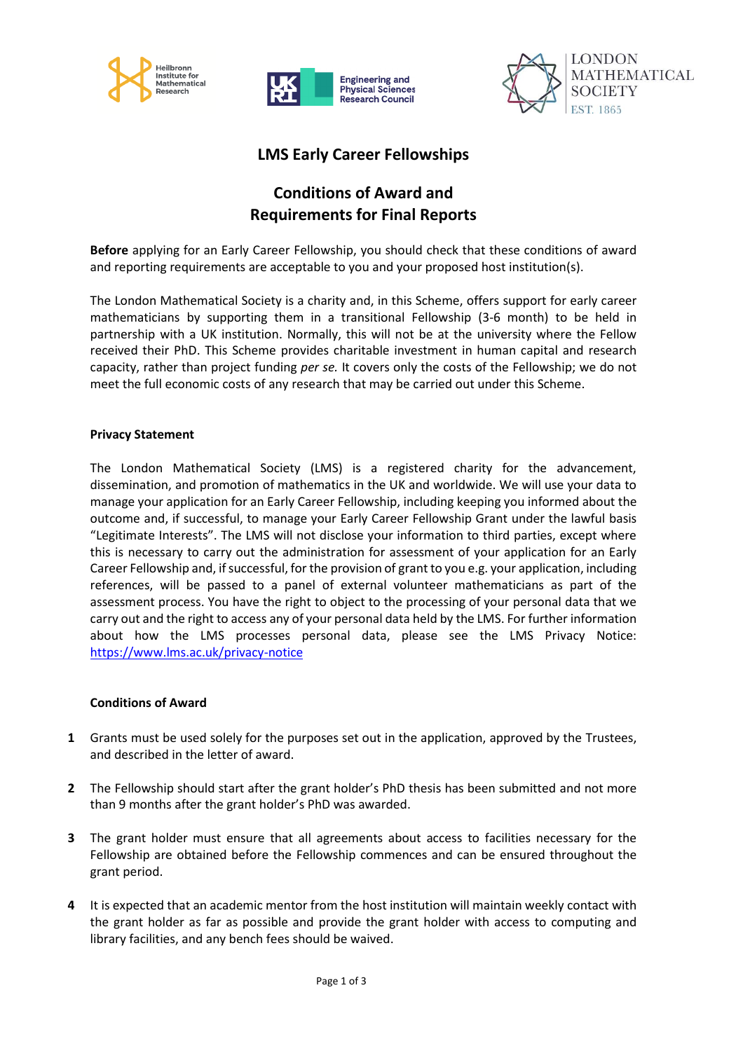# LMS Early Career Fellowships

## Conditions of Award and Requirements for Final Reports

**Before** applying for an Early Career Fellowship, you should check that these conditions of award and reporting requirements are acceptable to you and your proposed host institution(s).

The London Mathematical Society is a charity and, in this Scheme, offers support for early career mathematicians by supporting them in a transitional Fellowship (3-6 month) to be held in partnership with a UK institution. Normally, this will not be at the university where the Fellow received their PhD. This Scheme provides charitable investment in human capital and research capacity, rather than project funding *per se.* It covers only the costs of the Fellowship; we do not meet the full economic costs of any research that may be carried out under this Scheme.

### Privacy Statement

The London Mathematical Society (LMS) is a registered charity for the advancement, dissemination, and promotion of mathematics in the UK and worldwide. We will use your data to manage your application for an Early Career Fellowship, including keeping you informed about the outcome and, if successful, to manage your Early Career Fellowship Grant under the lawful basis "Legitimate Interests". The LMS will not disclose your information to third parties, except where this is necessary to carry out the administration for assessment of your application for an Early Career Fellowship and, if successful, for the provision of grant to you e.g. your application, including references, will be passed to a panel of external volunteer mathematicians as part of the assessment process. You have the right to object to the processing of your personal data that we carry out and the right to access any of your personal data held by the LMS. For further information about how the LMS processes personal data, please see the LMS Privacy Notice: https://www.lms.ac.uk/privacy-notice

### Conditions of Award

1. Grants must be used solely for the purposes set out in the application, approved by the Trustees, and described in the letter of award.

2. The Fellowship should start after the grant holder's PhD thesis has been submitted and not more than 9 months after the grant holder's PhD was awarded.

3. The grant holder must ensure that all agreements about access to facilities necessary for the Fellowship are obtained before the Fellowship commences and can be ensured throughout the grant period.

4. It is expected that an academic mentor from the host institution will maintain weekly contact with the grant holder as far as possible and provide the grant holder with access to computing and library facilities, and any bench fees should be waived.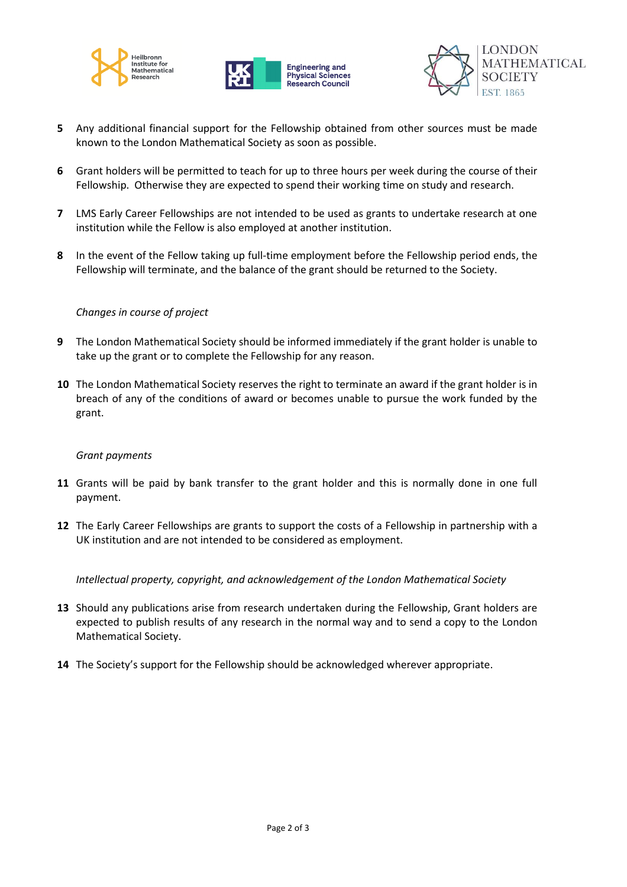5. Any additional financial support for the Fellowship obtained from other sources must be made known to the London Mathematical Society as soon as possible.

6. Grant holders will be permitted to teach for up to three hours per week during the course of their Fellowship. Otherwise they are expected to spend their working time on study and research.

7. LMS Early Career Fellowships are not intended to be used as grants to undertake research at one institution while the Fellow is also employed at another institution.

8. In the event of the Fellow taking up full-time employment before the Fellowship period ends, the Fellowship will terminate, and the balance of the grant should be returned to the Society.

*Changes in course of project*

9. The London Mathematical Society should be informed immediately if the grant holder is unable to take up the grant or to complete the Fellowship for any reason.

10. The London Mathematical Society reserves the right to terminate an award if the grant holder is in breach of any of the conditions of award or becomes unable to pursue the work funded by the grant.

*Grant payments*

11. Grants will be paid by bank transfer to the grant holder and this is normally done in one full payment.

12. The Early Career Fellowships are grants to support the costs of a Fellowship in partnership with a UK institution and are not intended to be considered as employment.

*Intellectual property, copyright, and acknowledgement of the London Mathematical Society*

13. Should any publications arise from research undertaken during the Fellowship, Grant holders are expected to publish results of any research in the normal way and to send a copy to the London Mathematical Society.

14. The Society's support for the Fellowship should be acknowledged wherever appropriate.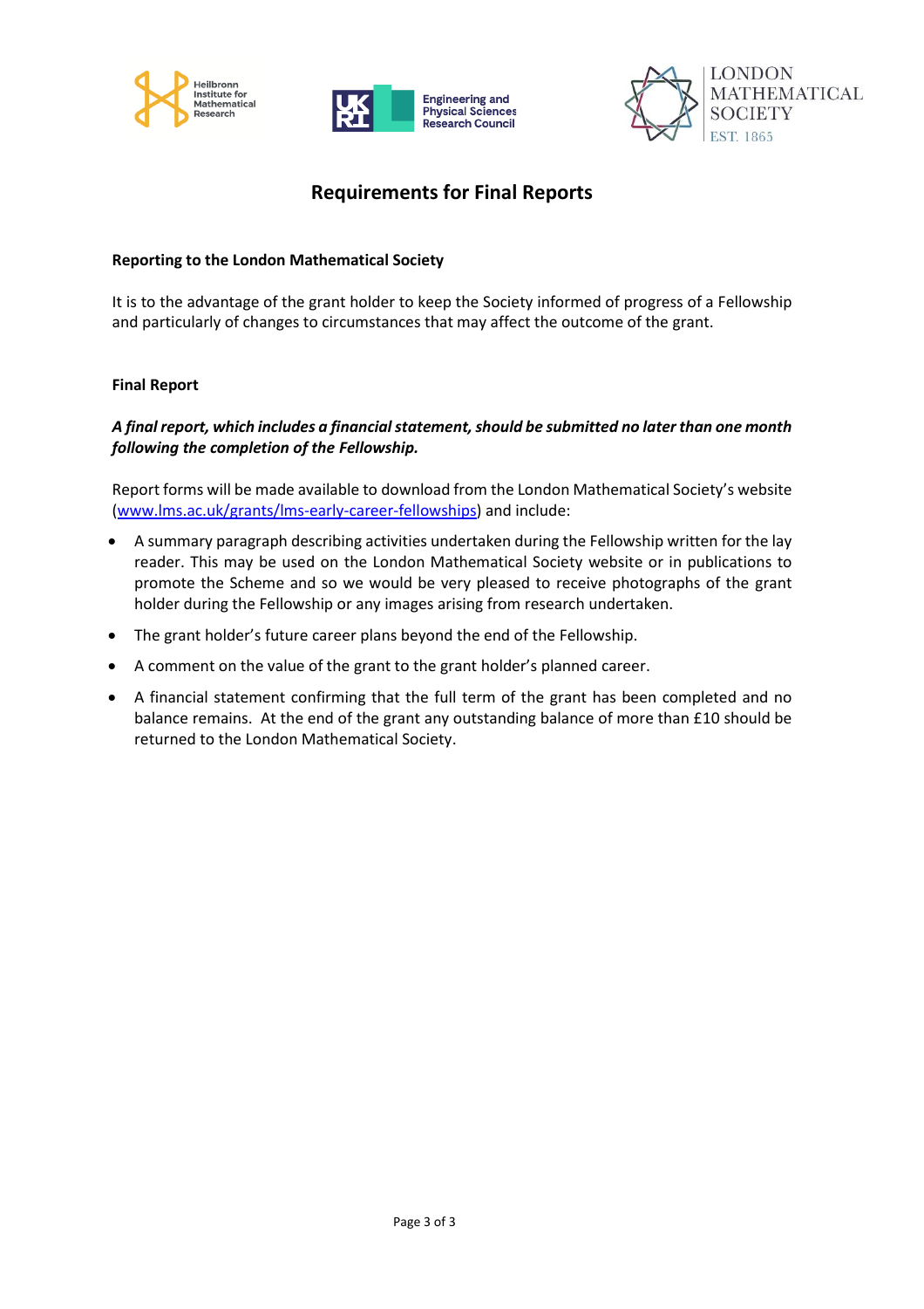# Requirements for Final Reports

**Reporting to the London Mathematical Society**

It is to the advantage of the grant holder to keep the Society informed of progress of a Fellowship and particularly of changes to circumstances that may affect the outcome of the grant.

**Final Report**

***A final report, which includes a financial statement, should be submitted no later than one month following the completion of the Fellowship.***

Report forms will be made available to download from the London Mathematical Society's website ([www.lms.ac.uk/grants/lms-early-career-fellowships](www.lms.ac.uk/grants/lms-early-career-fellowships)) and include:

- A summary paragraph describing activities undertaken during the Fellowship written for the lay reader. This may be used on the London Mathematical Society website or in publications to promote the Scheme and so we would be very pleased to receive photographs of the grant holder during the Fellowship or any images arising from research undertaken.
- The grant holder's future career plans beyond the end of the Fellowship.
- A comment on the value of the grant to the grant holder's planned career.
- A financial statement confirming that the full term of the grant has been completed and no balance remains. At the end of the grant any outstanding balance of more than £10 should be returned to the London Mathematical Society.